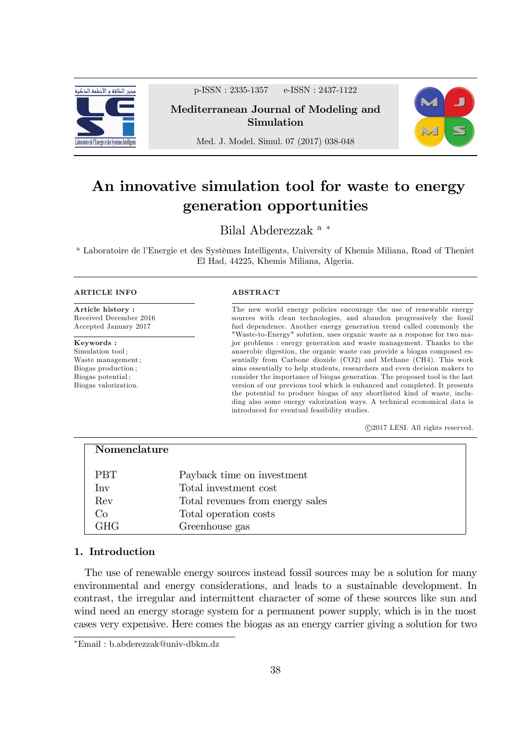# An innovative simulation tool for waste to energy generation opportunities

Bilal Abderezzak [a] *

[a] Laboratoire de l'Energie et des Systèmes Intelligents, University of Khemis Miliana, Road of Theniet El Had, 44225, Khemis Miliana, Algeria.

**ARTICLE INFO**

**Article history :**
Received December 2016
Accepted January 2017

**Keywords :**
Simulation tool ;
Waste management ;
Biogas production ;
Biogas potential ;
Biogas valorization.

**ABSTRACT**

The new world energy policies encourage the use of renewable energy sources with clean technologies, and abandon progressively the fossil fuel dependence. Another energy generation trend called commonly the "Waste-to-Energy" solution, uses organic waste as a response for two major problems : energy generation and waste management. Thanks to the anaerobic digestion, the organic waste can provide a biogas composed essentially from Carbone dioxide ($CO_2$) and Methane ($CH_4$). This work aims essentially to help students, researchers and even decision makers to consider the importance of biogas generation. The proposed tool is the last version of our previous tool which is enhanced and completed. It presents the potential to produce biogas of any shortlisted kind of waste, including also some energy valorization ways. A technical economical data is introduced for eventual feasibility studies.

©2017 LESI. All rights reserved.

**Nomenclature**

| | |
|---|---|
| PBT | Payback time on investment |
| Inv | Total investment cost |
| Rev | Total revenues from energy sales |
| Co | Total operation costs |
| GHG | Greenhouse gas |

## 1. Introduction

The use of renewable energy sources instead fossil sources may be a solution for many environmental and energy considerations, and leads to a sustainable development. In contrast, the irregular and intermittent character of some of these sources like sun and wind need an energy storage system for a permanent power supply, which is in the most cases very expensive. Here comes the biogas as an energy carrier giving a solution for two

*Email : b.abderezzak@univ-dbkm.dz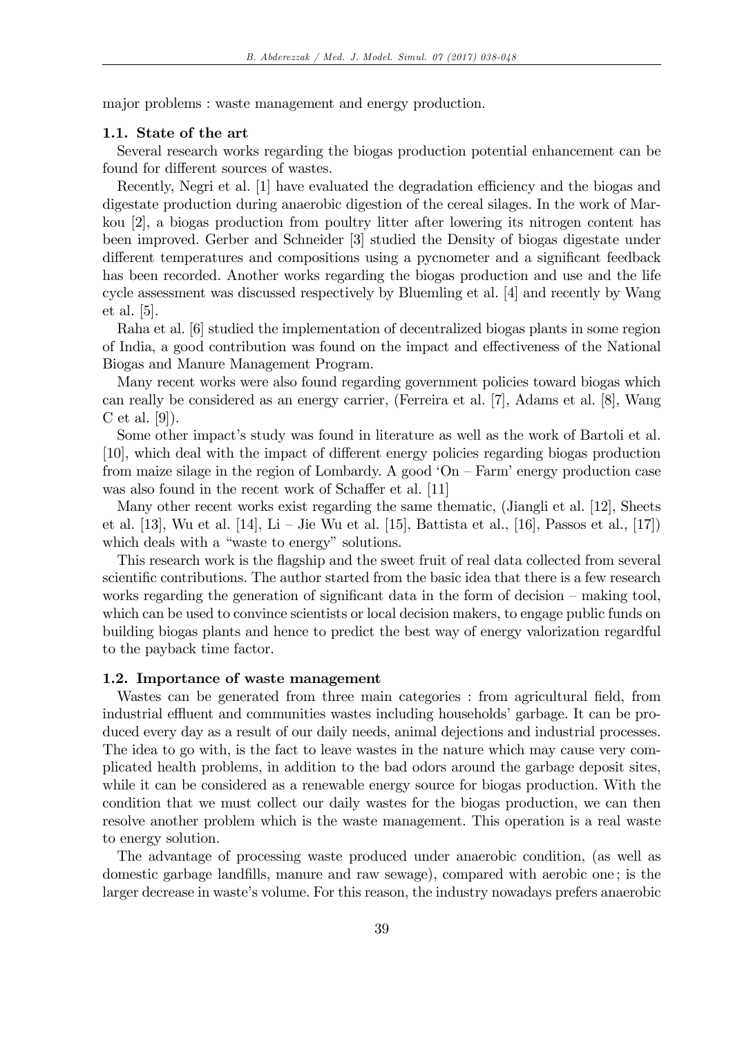major problems : waste management and energy production.

### 1.1. State of the art

Several research works regarding the biogas production potential enhancement can be found for different sources of wastes.

Recently, Negri et al. [1] have evaluated the degradation efficiency and the biogas and digestate production during anaerobic digestion of the cereal silages. In the work of Markou [2], a biogas production from poultry litter after lowering its nitrogen content has been improved. Gerber and Schneider [3] studied the Density of biogas digestate under different temperatures and compositions using a pycnometer and a significant feedback has been recorded. Another works regarding the biogas production and use and the life cycle assessment was discussed respectively by Bluemling et al. [4] and recently by Wang et al. [5].

Raha et al. [6] studied the implementation of decentralized biogas plants in some region of India, a good contribution was found on the impact and effectiveness of the National Biogas and Manure Management Program.

Many recent works were also found regarding government policies toward biogas which can really be considered as an energy carrier, (Ferreira et al. [7], Adams et al. [8], Wang C et al. [9]).

Some other impact's study was found in literature as well as the work of Bartoli et al. [10], which deal with the impact of different energy policies regarding biogas production from maize silage in the region of Lombardy. A good 'On – Farm' energy production case was also found in the recent work of Schaffer et al. [11]

Many other recent works exist regarding the same thematic, (Jiangli et al. [12], Sheets et al. [13], Wu et al. [14], Li – Jie Wu et al. [15], Battista et al., [16], Passos et al., [17]) which deals with a "waste to energy" solutions.

This research work is the flagship and the sweet fruit of real data collected from several scientific contributions. The author started from the basic idea that there is a few research works regarding the generation of significant data in the form of decision – making tool, which can be used to convince scientists or local decision makers, to engage public funds on building biogas plants and hence to predict the best way of energy valorization regardful to the payback time factor.

### 1.2. Importance of waste management

Wastes can be generated from three main categories : from agricultural field, from industrial effluent and communities wastes including households' garbage. It can be produced every day as a result of our daily needs, animal dejections and industrial processes. The idea to go with, is the fact to leave wastes in the nature which may cause very complicated health problems, in addition to the bad odors around the garbage deposit sites, while it can be considered as a renewable energy source for biogas production. With the condition that we must collect our daily wastes for the biogas production, we can then resolve another problem which is the waste management. This operation is a real waste to energy solution.

The advantage of processing waste produced under anaerobic condition, (as well as domestic garbage landfills, manure and raw sewage), compared with aerobic one ; is the larger decrease in waste's volume. For this reason, the industry nowadays prefers anaerobic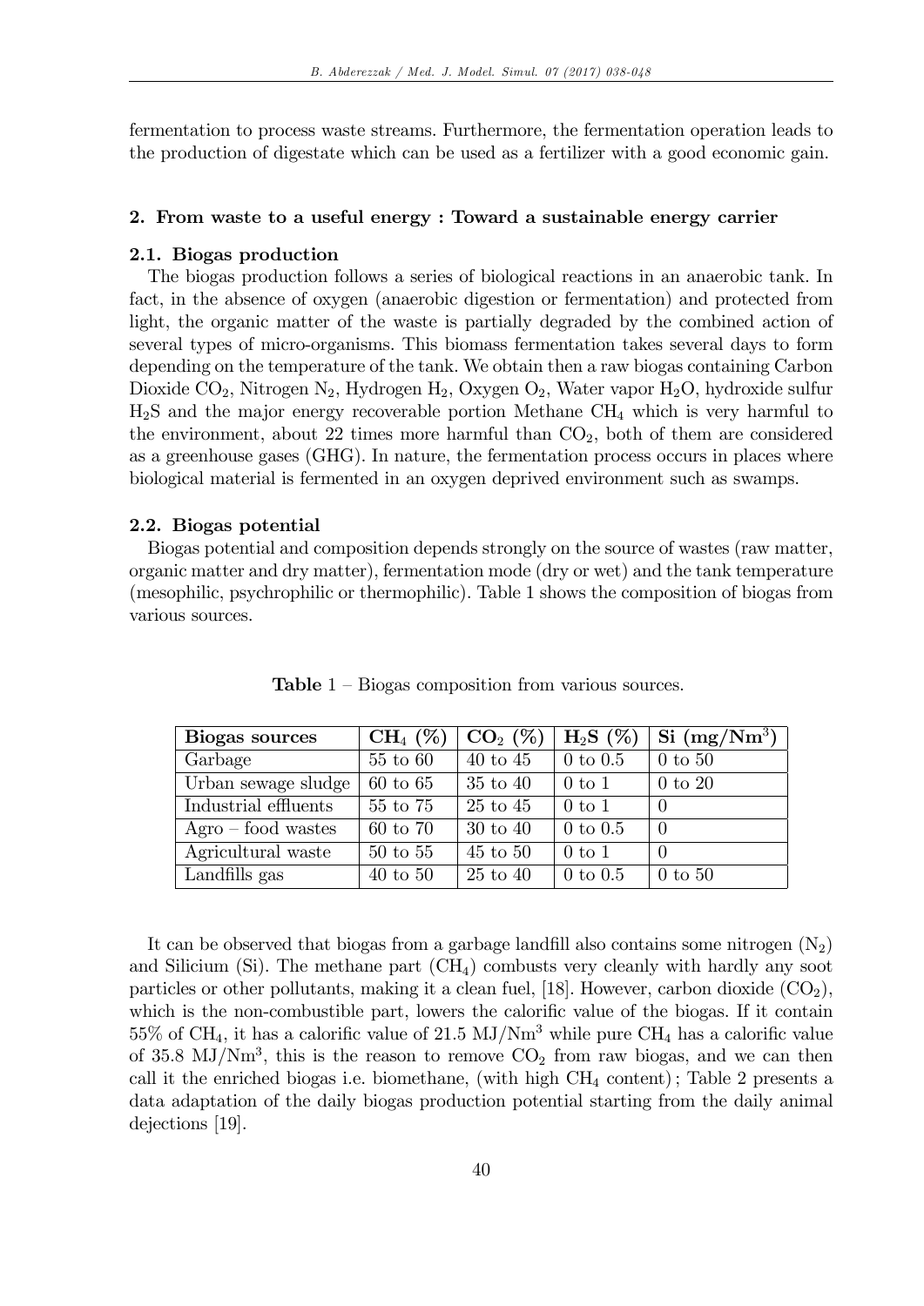fermentation to process waste streams. Furthermore, the fermentation operation leads to the production of digestate which can be used as a fertilizer with a good economic gain.

## 2. From waste to a useful energy : Toward a sustainable energy carrier

### 2.1. Biogas production

The biogas production follows a series of biological reactions in an anaerobic tank. In fact, in the absence of oxygen (anaerobic digestion or fermentation) and protected from light, the organic matter of the waste is partially degraded by the combined action of several types of micro-organisms. This biomass fermentation takes several days to form depending on the temperature of the tank. We obtain then a raw biogas containing Carbon Dioxide $CO_2$, Nitrogen $N_2$, Hydrogen $H_2$, Oxygen $O_2$, Water vapor $H_2O$, hydroxide sulfur $H_2S$ and the major energy recoverable portion Methane $CH_4$ which is very harmful to the environment, about 22 times more harmful than $CO_2$, both of them are considered as a greenhouse gases (GHG). In nature, the fermentation process occurs in places where biological material is fermented in an oxygen deprived environment such as swamps.

### 2.2. Biogas potential

Biogas potential and composition depends strongly on the source of wastes (raw matter, organic matter and dry matter), fermentation mode (dry or wet) and the tank temperature (mesophilic, psychrophilic or thermophilic). Table 1 shows the composition of biogas from various sources.

**Table** 1 – Biogas composition from various sources.

| Biogas sources | $CH_4$ (%) | $CO_2$ (%) | $H_2S$ (%) | Si (mg/Nm$^3$) |
|---|---|---|---|---|
| Garbage | 55 to 60 | 40 to 45 | 0 to 0.5 | 0 to 50 |
| Urban sewage sludge | 60 to 65 | 35 to 40 | 0 to 1 | 0 to 20 |
| Industrial effluents | 55 to 75 | 25 to 45 | 0 to 1 | 0 |
| Agro – food wastes | 60 to 70 | 30 to 40 | 0 to 0.5 | 0 |
| Agricultural waste | 50 to 55 | 45 to 50 | 0 to 1 | 0 |
| Landfills gas | 40 to 50 | 25 to 40 | 0 to 0.5 | 0 to 50 |

It can be observed that biogas from a garbage landfill also contains some nitrogen ($N_2$) and Silicium (Si). The methane part ($CH_4$) combusts very cleanly with hardly any soot particles or other pollutants, making it a clean fuel, [18]. However, carbon dioxide ($CO_2$), which is the non-combustible part, lowers the calorific value of the biogas. If it contain 55% of $CH_4$, it has a calorific value of 21.5 MJ/Nm$^3$ while pure $CH_4$ has a calorific value of 35.8 MJ/Nm$^3$, this is the reason to remove $CO_2$ from raw biogas, and we can then call it the enriched biogas i.e. biomethane, (with high $CH_4$ content); Table 2 presents a data adaptation of the daily biogas production potential starting from the daily animal dejections [19].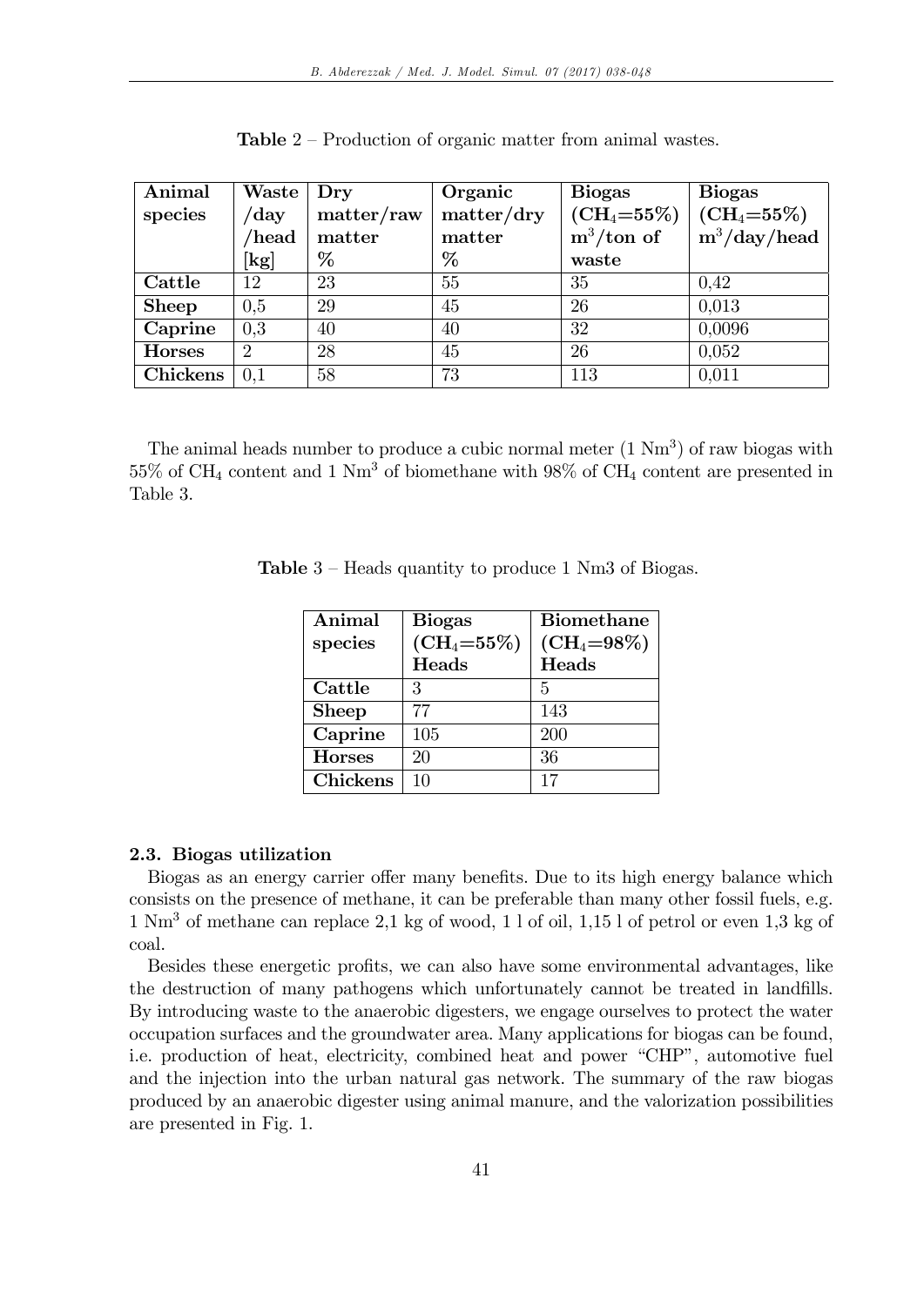**Table** 2 – Production of organic matter from animal wastes.

| Animal species | Waste /day /head [kg] | Dry matter/raw matter % | Organic matter/dry matter % | Biogas ($CH_4$=55%) $m^3$/ton of waste | Biogas ($CH_4$=55%) $m^3$/day/head |
|---|---|---|---|---|---|
| **Cattle** | 12 | 23 | 55 | 35 | 0,42 |
| **Sheep** | 0,5 | 29 | 45 | 26 | 0,013 |
| **Caprine** | 0,3 | 40 | 40 | 32 | 0,0096 |
| **Horses** | 2 | 28 | 45 | 26 | 0,052 |
| **Chickens** | 0,1 | 58 | 73 | 113 | 0,011 |

The animal heads number to produce a cubic normal meter (1 $Nm^3$) of raw biogas with 55% of $CH_4$ content and 1 $Nm^3$ of biomethane with 98% of $CH_4$ content are presented in Table 3.

**Table** 3 – Heads quantity to produce 1 Nm3 of Biogas.

| Animal species | Biogas ($CH_4$=55%) Heads | Biomethane ($CH_4$=98%) Heads |
|---|---|---|
| **Cattle** | 3 | 5 |
| **Sheep** | 77 | 143 |
| **Caprine** | 105 | 200 |
| **Horses** | 20 | 36 |
| **Chickens** | 10 | 17 |

### 2.3. Biogas utilization

Biogas as an energy carrier offer many benefits. Due to its high energy balance which consists on the presence of methane, it can be preferable than many other fossil fuels, e.g. 1 $Nm^3$ of methane can replace 2,1 kg of wood, 1 l of oil, 1,15 l of petrol or even 1,3 kg of coal.

Besides these energetic profits, we can also have some environmental advantages, like the destruction of many pathogens which unfortunately cannot be treated in landfills. By introducing waste to the anaerobic digesters, we engage ourselves to protect the water occupation surfaces and the groundwater area. Many applications for biogas can be found, i.e. production of heat, electricity, combined heat and power "CHP", automotive fuel and the injection into the urban natural gas network. The summary of the raw biogas produced by an anaerobic digester using animal manure, and the valorization possibilities are presented in Fig. 1.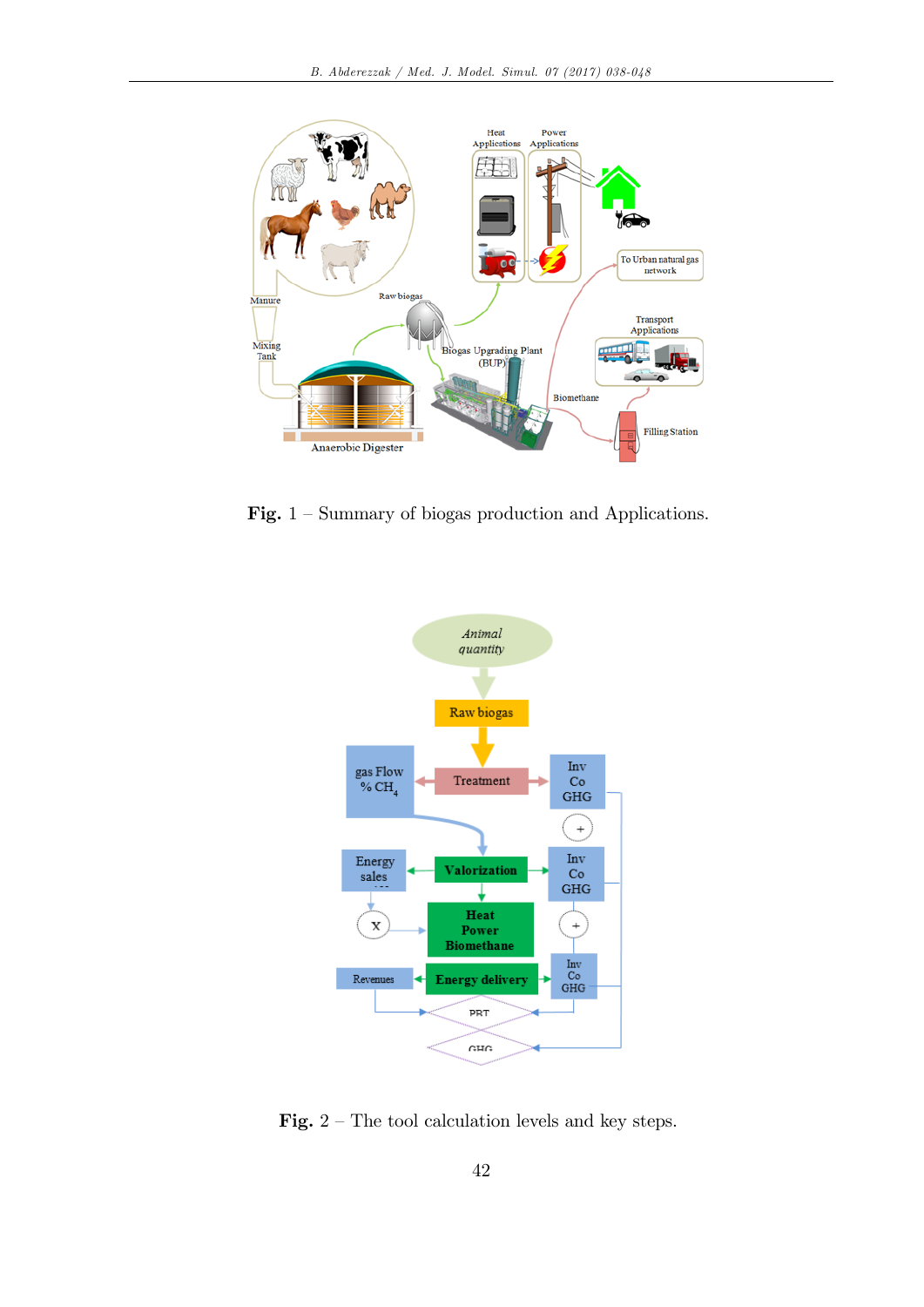**Fig.** 1 – Summary of biogas production and Applications.

**Fig.** 2 – The tool calculation levels and key steps.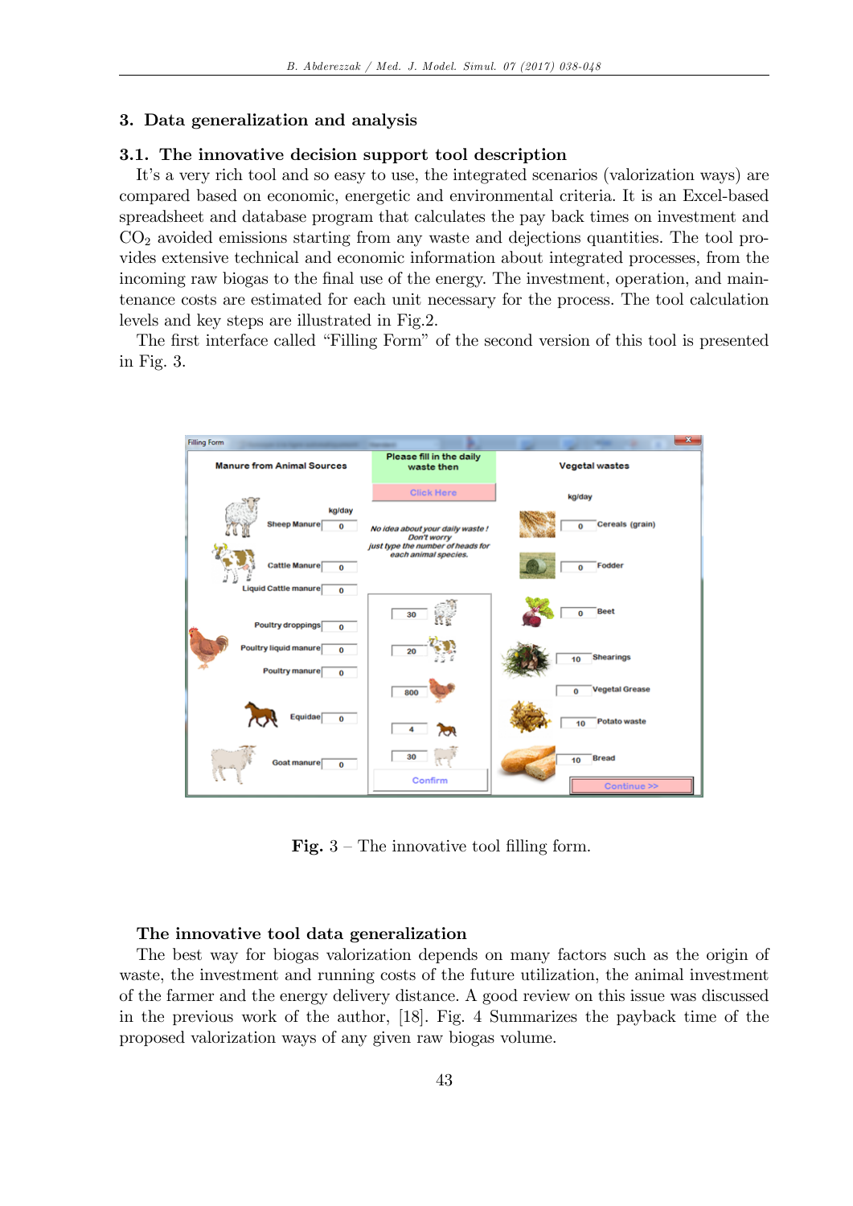## 3. Data generalization and analysis

### 3.1. The innovative decision support tool description

It's a very rich tool and so easy to use, the integrated scenarios (valorization ways) are compared based on economic, energetic and environmental criteria. It is an Excel-based spreadsheet and database program that calculates the pay back times on investment and $CO_2$ avoided emissions starting from any waste and dejections quantities. The tool provides extensive technical and economic information about integrated processes, from the incoming raw biogas to the final use of the energy. The investment, operation, and maintenance costs are estimated for each unit necessary for the process. The tool calculation levels and key steps are illustrated in Fig.2.

The first interface called "Filling Form" of the second version of this tool is presented in Fig. 3.

**Fig.** 3 – The innovative tool filling form.

#### The innovative tool data generalization

The best way for biogas valorization depends on many factors such as the origin of waste, the investment and running costs of the future utilization, the animal investment of the farmer and the energy delivery distance. A good review on this issue was discussed in the previous work of the author, [18]. Fig. 4 Summarizes the payback time of the proposed valorization ways of any given raw biogas volume.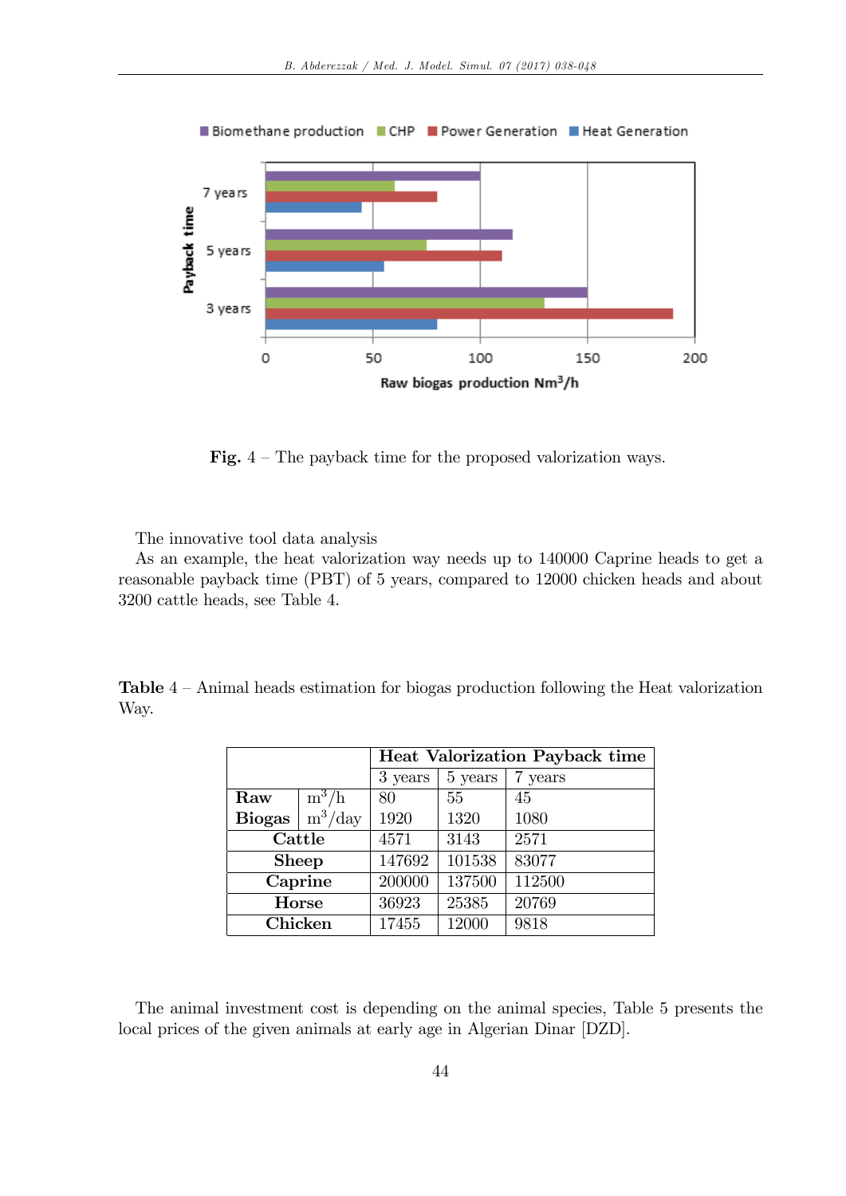Fig. 4 – The payback time for the proposed valorization ways.

The innovative tool data analysis

As an example, the heat valorization way needs up to 140000 Caprine heads to get a reasonable payback time (PBT) of 5 years, compared to 12000 chicken heads and about 3200 cattle heads, see Table 4.

**Table** 4 – Animal heads estimation for biogas production following the Heat valorization Way.

| | | **Heat Valorization Payback time** | | |
|---|---|---|---|---|
| | | 3 years | 5 years | 7 years |
| **Raw** | $m^3/h$ | 80 | 55 | 45 |
| **Biogas** | $m^3/day$ | 1920 | 1320 | 1080 |
| **Cattle** | | 4571 | 3143 | 2571 |
| **Sheep** | | 147692 | 101538 | 83077 |
| **Caprine** | | 200000 | 137500 | 112500 |
| **Horse** | | 36923 | 25385 | 20769 |
| **Chicken** | | 17455 | 12000 | 9818 |

The animal investment cost is depending on the animal species, Table 5 presents the local prices of the given animals at early age in Algerian Dinar [DZD].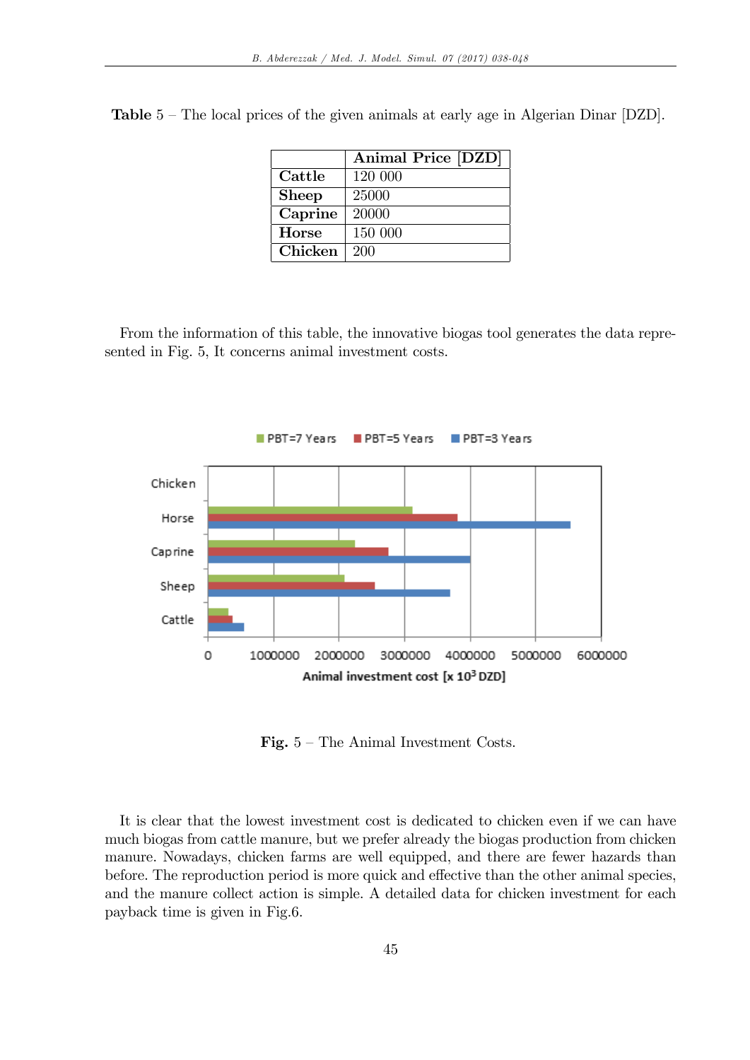**Table** 5 – The local prices of the given animals at early age in Algerian Dinar [DZD].

| | **Animal Price [DZD]** |
|---|---|
| **Cattle** | 120 000 |
| **Sheep** | 25000 |
| **Caprine** | 20000 |
| **Horse** | 150 000 |
| **Chicken** | 200 |

From the information of this table, the innovative biogas tool generates the data represented in Fig. 5, It concerns animal investment costs.

**Fig.** 5 – The Animal Investment Costs.

It is clear that the lowest investment cost is dedicated to chicken even if we can have much biogas from cattle manure, but we prefer already the biogas production from chicken manure. Nowadays, chicken farms are well equipped, and there are fewer hazards than before. The reproduction period is more quick and effective than the other animal species, and the manure collect action is simple. A detailed data for chicken investment for each payback time is given in Fig.6.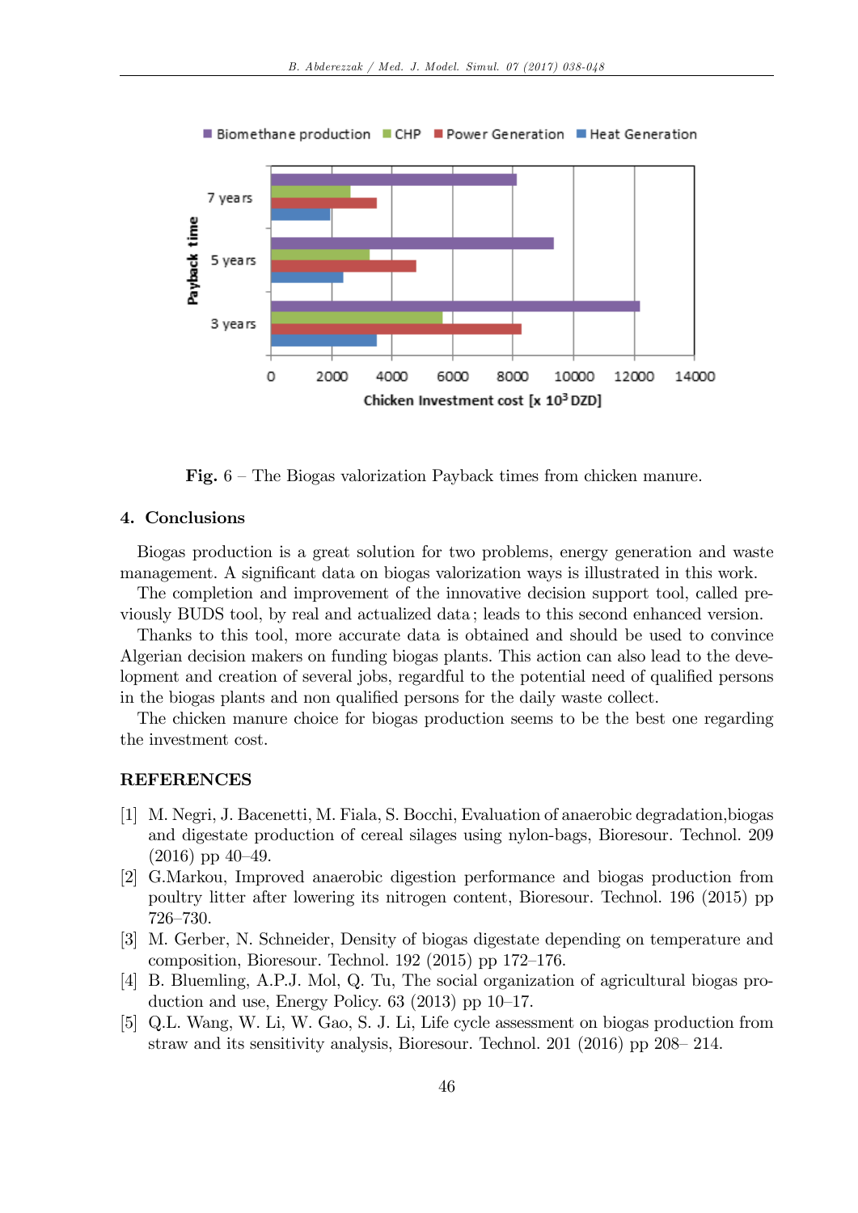Fig. 6 – The Biogas valorization Payback times from chicken manure.

## 4. Conclusions

Biogas production is a great solution for two problems, energy generation and waste management. A significant data on biogas valorization ways is illustrated in this work.

The completion and improvement of the innovative decision support tool, called previously BUDS tool, by real and actualized data ; leads to this second enhanced version.

Thanks to this tool, more accurate data is obtained and should be used to convince Algerian decision makers on funding biogas plants. This action can also lead to the development and creation of several jobs, regardful to the potential need of qualified persons in the biogas plants and non qualified persons for the daily waste collect.

The chicken manure choice for biogas production seems to be the best one regarding the investment cost.

## REFERENCES

[1] M. Negri, J. Bacenetti, M. Fiala, S. Bocchi, Evaluation of anaerobic degradation,biogas and digestate production of cereal silages using nylon-bags, Bioresour. Technol. 209 (2016) pp 40–49.

[2] G.Markou, Improved anaerobic digestion performance and biogas production from poultry litter after lowering its nitrogen content, Bioresour. Technol. 196 (2015) pp 726–730.

[3] M. Gerber, N. Schneider, Density of biogas digestate depending on temperature and composition, Bioresour. Technol. 192 (2015) pp 172–176.

[4] B. Bluemling, A.P.J. Mol, Q. Tu, The social organization of agricultural biogas production and use, Energy Policy. 63 (2013) pp 10–17.

[5] Q.L. Wang, W. Li, W. Gao, S. J. Li, Life cycle assessment on biogas production from straw and its sensitivity analysis, Bioresour. Technol. 201 (2016) pp 208– 214.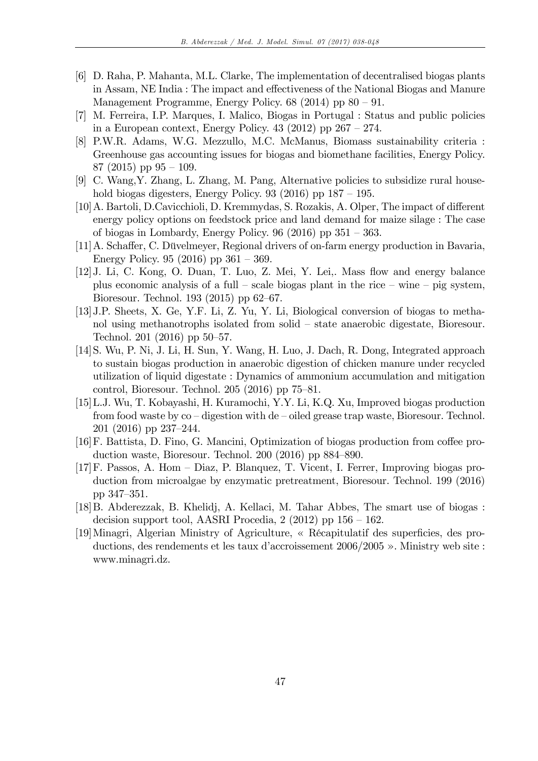[6] D. Raha, P. Mahanta, M.L. Clarke, The implementation of decentralised biogas plants in Assam, NE India : The impact and effectiveness of the National Biogas and Manure Management Programme, Energy Policy. 68 (2014) pp 80 – 91.

[7] M. Ferreira, I.P. Marques, I. Malico, Biogas in Portugal : Status and public policies in a European context, Energy Policy. 43 (2012) pp 267 – 274.

[8] P.W.R. Adams, W.G. Mezzullo, M.C. McManus, Biomass sustainability criteria : Greenhouse gas accounting issues for biogas and biomethane facilities, Energy Policy. 87 (2015) pp 95 – 109.

[9] C. Wang,Y. Zhang, L. Zhang, M. Pang, Alternative policies to subsidize rural household biogas digesters, Energy Policy. 93 (2016) pp 187 – 195.

[10] A. Bartoli, D.Cavicchioli, D. Kremmydas, S. Rozakis, A. Olper, The impact of different energy policy options on feedstock price and land demand for maize silage : The case of biogas in Lombardy, Energy Policy. 96 (2016) pp 351 – 363.

[11] A. Schaffer, C. Düvelmeyer, Regional drivers of on-farm energy production in Bavaria, Energy Policy. 95 (2016) pp 361 – 369.

[12] J. Li, C. Kong, O. Duan, T. Luo, Z. Mei, Y. Lei,. Mass flow and energy balance plus economic analysis of a full – scale biogas plant in the rice – wine – pig system, Bioresour. Technol. 193 (2015) pp 62–67.

[13] J.P. Sheets, X. Ge, Y.F. Li, Z. Yu, Y. Li, Biological conversion of biogas to methanol using methanotrophs isolated from solid – state anaerobic digestate, Bioresour. Technol. 201 (2016) pp 50–57.

[14] S. Wu, P. Ni, J. Li, H. Sun, Y. Wang, H. Luo, J. Dach, R. Dong, Integrated approach to sustain biogas production in anaerobic digestion of chicken manure under recycled utilization of liquid digestate : Dynamics of ammonium accumulation and mitigation control, Bioresour. Technol. 205 (2016) pp 75–81.

[15] L.J. Wu, T. Kobayashi, H. Kuramochi, Y.Y. Li, K.Q. Xu, Improved biogas production from food waste by co – digestion with de – oiled grease trap waste, Bioresour. Technol. 201 (2016) pp 237–244.

[16] F. Battista, D. Fino, G. Mancini, Optimization of biogas production from coffee production waste, Bioresour. Technol. 200 (2016) pp 884–890.

[17] F. Passos, A. Hom – Diaz, P. Blanquez, T. Vicent, I. Ferrer, Improving biogas production from microalgae by enzymatic pretreatment, Bioresour. Technol. 199 (2016) pp 347–351.

[18] B. Abderezzak, B. Khelidj, A. Kellaci, M. Tahar Abbes, The smart use of biogas : decision support tool, AASRI Procedia, 2 (2012) pp 156 – 162.

[19] Minagri, Algerian Ministry of Agriculture, « Récapitulatif des superficies, des productions, des rendements et les taux d'accroissement 2006/2005 ». Ministry web site : www.minagri.dz.